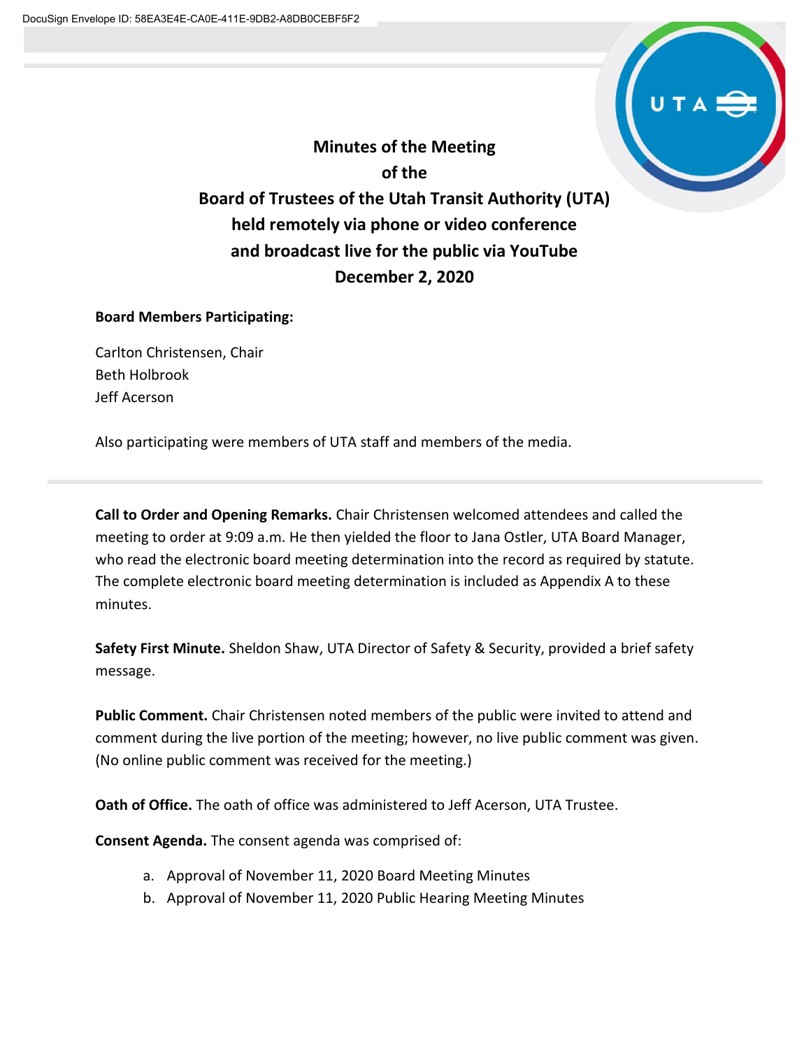# Minutes of the Meeting of the Board of Trustees of the Utah Transit Authority (UTA) held remotely via phone or video conference and broadcast live for the public via YouTube December 2, 2020

**Board Members Participating:**

Carlton Christensen, Chair
Beth Holbrook
Jeff Acerson

Also participating were members of UTA staff and members of the media.

---

**Call to Order and Opening Remarks.** Chair Christensen welcomed attendees and called the meeting to order at 9:09 a.m. He then yielded the floor to Jana Ostler, UTA Board Manager, who read the electronic board meeting determination into the record as required by statute. The complete electronic board meeting determination is included as Appendix A to these minutes.

**Safety First Minute.** Sheldon Shaw, UTA Director of Safety & Security, provided a brief safety message.

**Public Comment.** Chair Christensen noted members of the public were invited to attend and comment during the live portion of the meeting; however, no live public comment was given. (No online public comment was received for the meeting.)

**Oath of Office.** The oath of office was administered to Jeff Acerson, UTA Trustee.

**Consent Agenda.** The consent agenda was comprised of:

a. Approval of November 11, 2020 Board Meeting Minutes
b. Approval of November 11, 2020 Public Hearing Meeting Minutes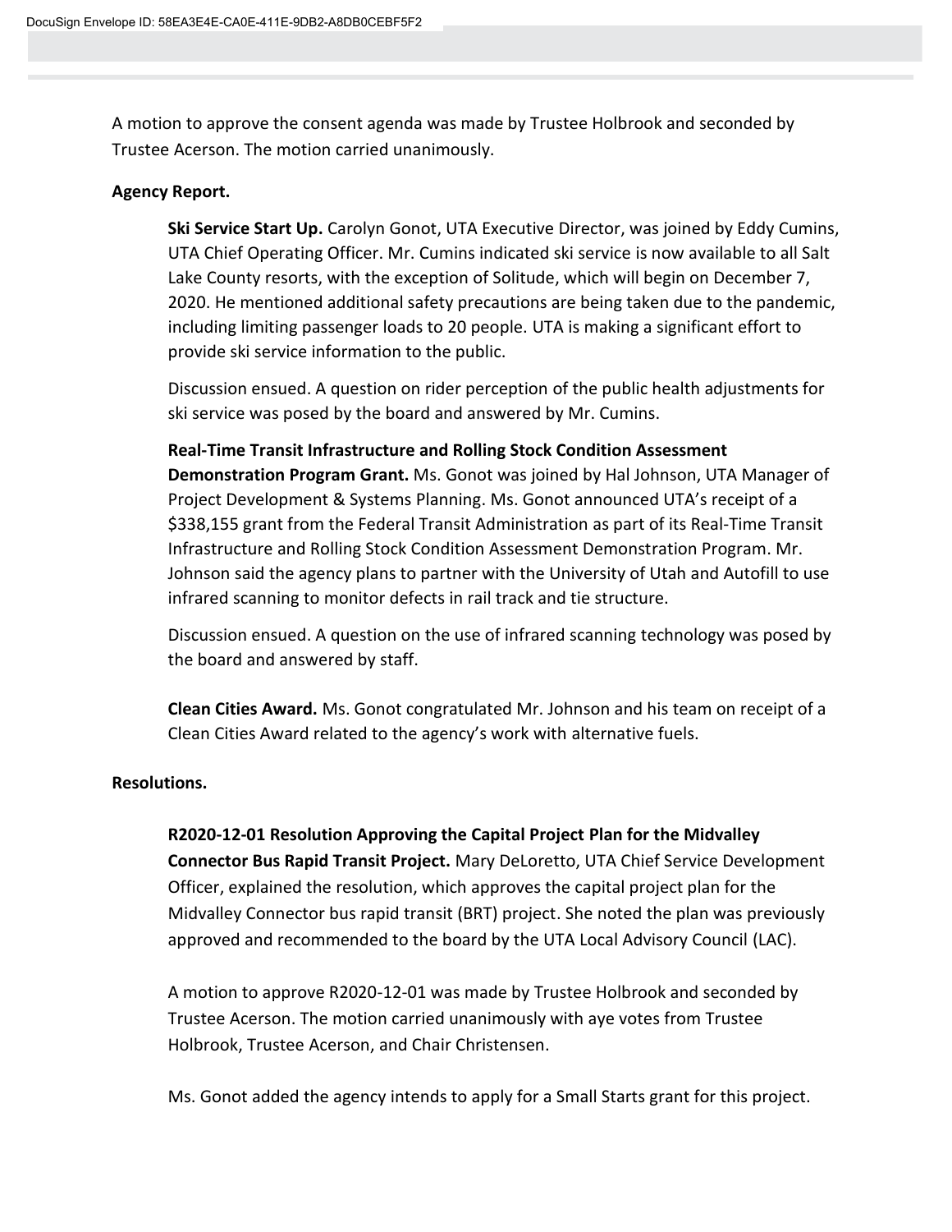A motion to approve the consent agenda was made by Trustee Holbrook and seconded by Trustee Acerson. The motion carried unanimously.

**Agency Report.**

**Ski Service Start Up.** Carolyn Gonot, UTA Executive Director, was joined by Eddy Cumins, UTA Chief Operating Officer. Mr. Cumins indicated ski service is now available to all Salt Lake County resorts, with the exception of Solitude, which will begin on December 7, 2020. He mentioned additional safety precautions are being taken due to the pandemic, including limiting passenger loads to 20 people. UTA is making a significant effort to provide ski service information to the public.

Discussion ensued. A question on rider perception of the public health adjustments for ski service was posed by the board and answered by Mr. Cumins.

**Real-Time Transit Infrastructure and Rolling Stock Condition Assessment Demonstration Program Grant.** Ms. Gonot was joined by Hal Johnson, UTA Manager of Project Development & Systems Planning. Ms. Gonot announced UTA's receipt of a $338,155 grant from the Federal Transit Administration as part of its Real-Time Transit Infrastructure and Rolling Stock Condition Assessment Demonstration Program. Mr. Johnson said the agency plans to partner with the University of Utah and Autofill to use infrared scanning to monitor defects in rail track and tie structure.

Discussion ensued. A question on the use of infrared scanning technology was posed by the board and answered by staff.

**Clean Cities Award.** Ms. Gonot congratulated Mr. Johnson and his team on receipt of a Clean Cities Award related to the agency's work with alternative fuels.

**Resolutions.**

**R2020-12-01 Resolution Approving the Capital Project Plan for the Midvalley Connector Bus Rapid Transit Project.** Mary DeLoretto, UTA Chief Service Development Officer, explained the resolution, which approves the capital project plan for the Midvalley Connector bus rapid transit (BRT) project. She noted the plan was previously approved and recommended to the board by the UTA Local Advisory Council (LAC).

A motion to approve R2020-12-01 was made by Trustee Holbrook and seconded by Trustee Acerson. The motion carried unanimously with aye votes from Trustee Holbrook, Trustee Acerson, and Chair Christensen.

Ms. Gonot added the agency intends to apply for a Small Starts grant for this project.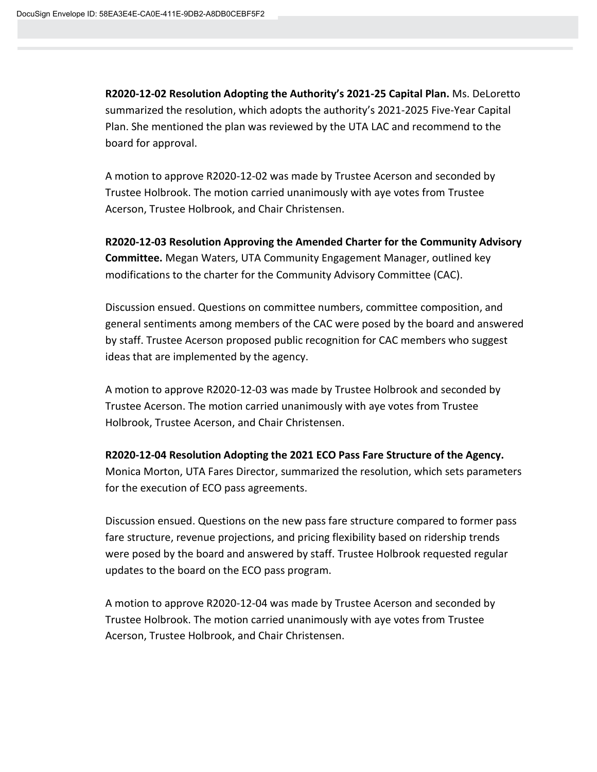**R2020-12-02 Resolution Adopting the Authority's 2021-25 Capital Plan.** Ms. DeLoretto summarized the resolution, which adopts the authority's 2021-2025 Five-Year Capital Plan. She mentioned the plan was reviewed by the UTA LAC and recommend to the board for approval.

A motion to approve R2020-12-02 was made by Trustee Acerson and seconded by Trustee Holbrook. The motion carried unanimously with aye votes from Trustee Acerson, Trustee Holbrook, and Chair Christensen.

**R2020-12-03 Resolution Approving the Amended Charter for the Community Advisory Committee.** Megan Waters, UTA Community Engagement Manager, outlined key modifications to the charter for the Community Advisory Committee (CAC).

Discussion ensued. Questions on committee numbers, committee composition, and general sentiments among members of the CAC were posed by the board and answered by staff. Trustee Acerson proposed public recognition for CAC members who suggest ideas that are implemented by the agency.

A motion to approve R2020-12-03 was made by Trustee Holbrook and seconded by Trustee Acerson. The motion carried unanimously with aye votes from Trustee Holbrook, Trustee Acerson, and Chair Christensen.

**R2020-12-04 Resolution Adopting the 2021 ECO Pass Fare Structure of the Agency.** Monica Morton, UTA Fares Director, summarized the resolution, which sets parameters for the execution of ECO pass agreements.

Discussion ensued. Questions on the new pass fare structure compared to former pass fare structure, revenue projections, and pricing flexibility based on ridership trends were posed by the board and answered by staff. Trustee Holbrook requested regular updates to the board on the ECO pass program.

A motion to approve R2020-12-04 was made by Trustee Acerson and seconded by Trustee Holbrook. The motion carried unanimously with aye votes from Trustee Acerson, Trustee Holbrook, and Chair Christensen.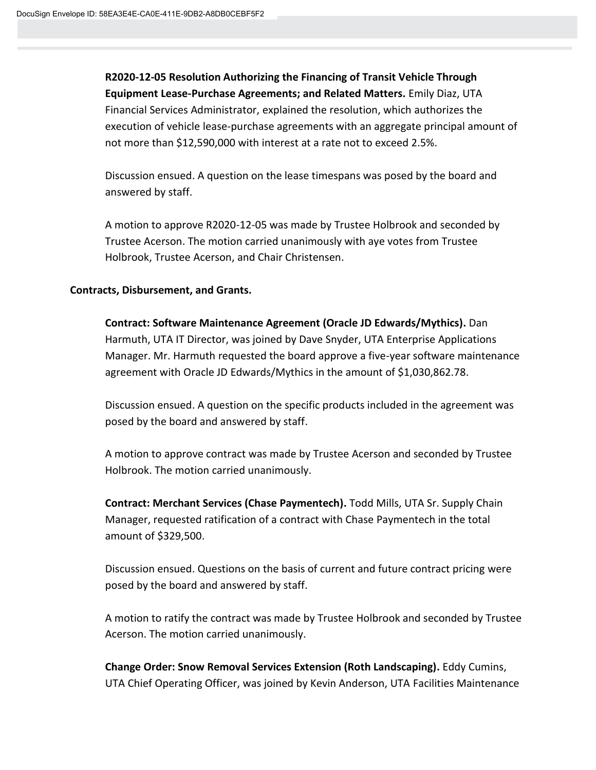**R2020-12-05 Resolution Authorizing the Financing of Transit Vehicle Through Equipment Lease-Purchase Agreements; and Related Matters.** Emily Diaz, UTA Financial Services Administrator, explained the resolution, which authorizes the execution of vehicle lease-purchase agreements with an aggregate principal amount of not more than $12,590,000 with interest at a rate not to exceed 2.5%.

Discussion ensued. A question on the lease timespans was posed by the board and answered by staff.

A motion to approve R2020-12-05 was made by Trustee Holbrook and seconded by Trustee Acerson. The motion carried unanimously with aye votes from Trustee Holbrook, Trustee Acerson, and Chair Christensen.

**Contracts, Disbursement, and Grants.**

**Contract: Software Maintenance Agreement (Oracle JD Edwards/Mythics).** Dan Harmuth, UTA IT Director, was joined by Dave Snyder, UTA Enterprise Applications Manager. Mr. Harmuth requested the board approve a five-year software maintenance agreement with Oracle JD Edwards/Mythics in the amount of $1,030,862.78.

Discussion ensued. A question on the specific products included in the agreement was posed by the board and answered by staff.

A motion to approve contract was made by Trustee Acerson and seconded by Trustee Holbrook. The motion carried unanimously.

**Contract: Merchant Services (Chase Paymentech).** Todd Mills, UTA Sr. Supply Chain Manager, requested ratification of a contract with Chase Paymentech in the total amount of $329,500.

Discussion ensued. Questions on the basis of current and future contract pricing were posed by the board and answered by staff.

A motion to ratify the contract was made by Trustee Holbrook and seconded by Trustee Acerson. The motion carried unanimously.

**Change Order: Snow Removal Services Extension (Roth Landscaping).** Eddy Cumins, UTA Chief Operating Officer, was joined by Kevin Anderson, UTA Facilities Maintenance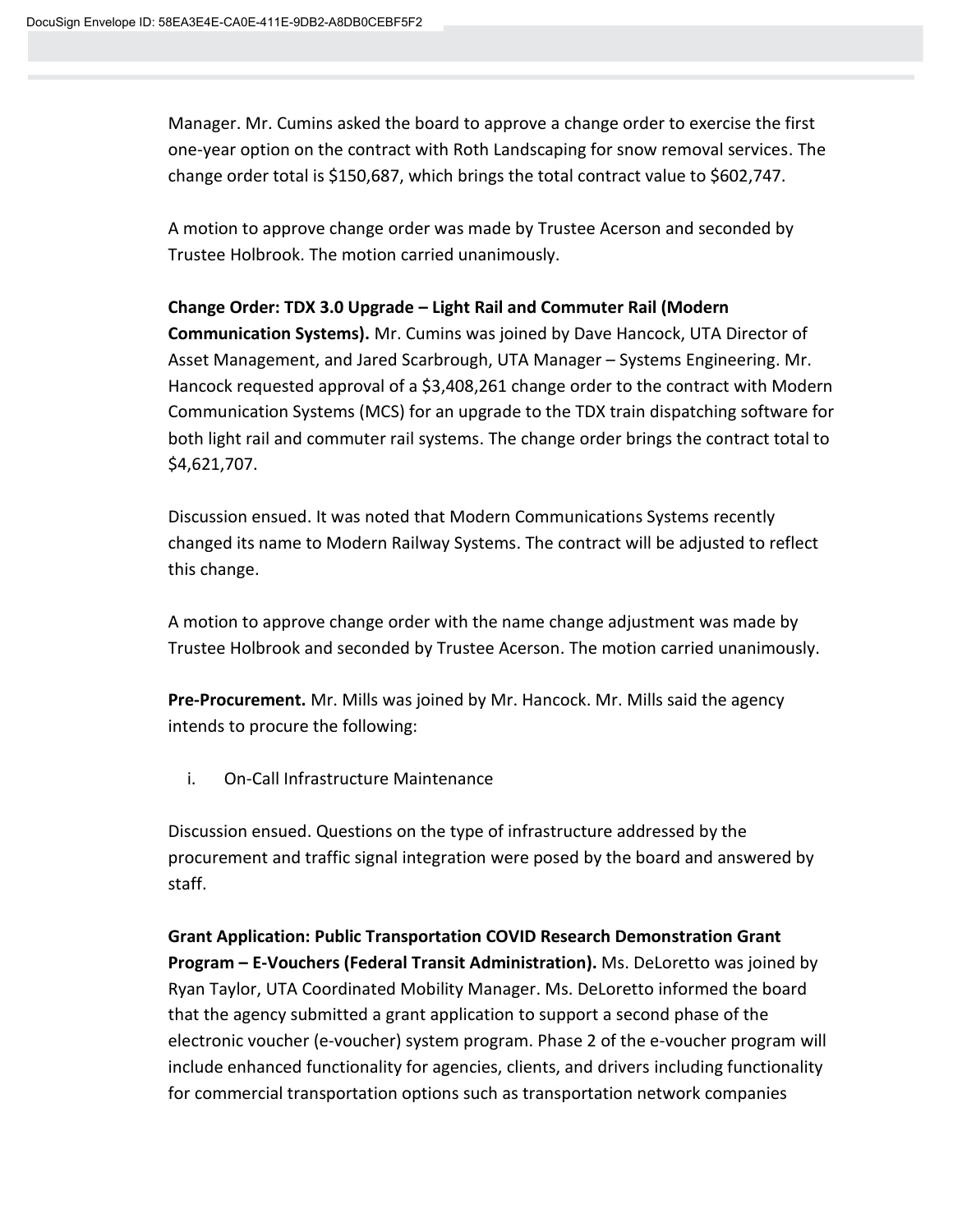Manager. Mr. Cumins asked the board to approve a change order to exercise the first one-year option on the contract with Roth Landscaping for snow removal services. The change order total is $150,687, which brings the total contract value to $602,747.

A motion to approve change order was made by Trustee Acerson and seconded by Trustee Holbrook. The motion carried unanimously.

**Change Order: TDX 3.0 Upgrade – Light Rail and Commuter Rail (Modern Communication Systems).** Mr. Cumins was joined by Dave Hancock, UTA Director of Asset Management, and Jared Scarbrough, UTA Manager – Systems Engineering. Mr. Hancock requested approval of a $3,408,261 change order to the contract with Modern Communication Systems (MCS) for an upgrade to the TDX train dispatching software for both light rail and commuter rail systems. The change order brings the contract total to $4,621,707.

Discussion ensued. It was noted that Modern Communications Systems recently changed its name to Modern Railway Systems. The contract will be adjusted to reflect this change.

A motion to approve change order with the name change adjustment was made by Trustee Holbrook and seconded by Trustee Acerson. The motion carried unanimously.

**Pre-Procurement.** Mr. Mills was joined by Mr. Hancock. Mr. Mills said the agency intends to procure the following:

i. On-Call Infrastructure Maintenance

Discussion ensued. Questions on the type of infrastructure addressed by the procurement and traffic signal integration were posed by the board and answered by staff.

**Grant Application: Public Transportation COVID Research Demonstration Grant Program – E-Vouchers (Federal Transit Administration).** Ms. DeLoretto was joined by Ryan Taylor, UTA Coordinated Mobility Manager. Ms. DeLoretto informed the board that the agency submitted a grant application to support a second phase of the electronic voucher (e-voucher) system program. Phase 2 of the e-voucher program will include enhanced functionality for agencies, clients, and drivers including functionality for commercial transportation options such as transportation network companies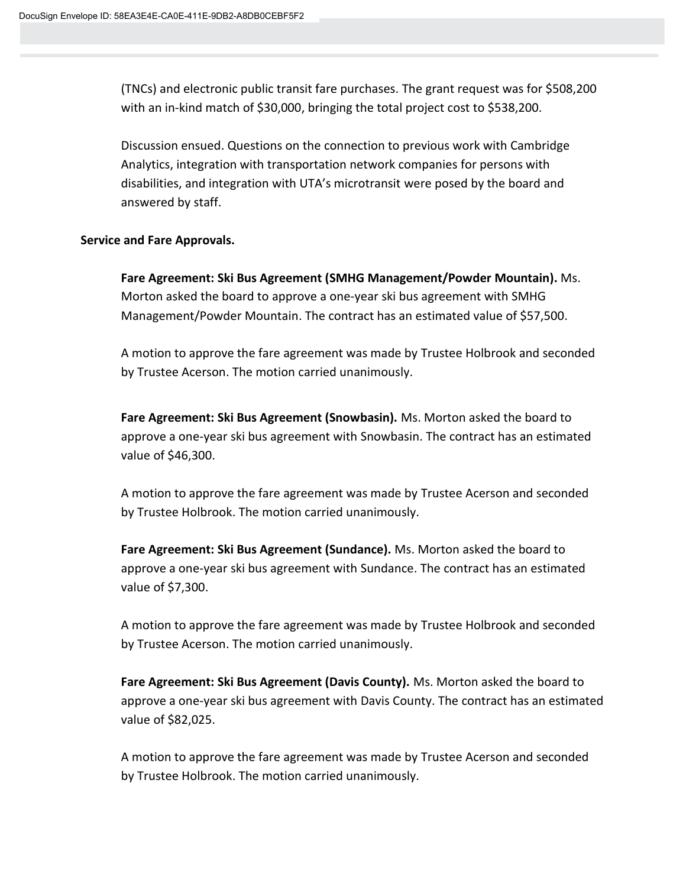(TNCs) and electronic public transit fare purchases. The grant request was for $508,200 with an in-kind match of $30,000, bringing the total project cost to $538,200.

Discussion ensued. Questions on the connection to previous work with Cambridge Analytics, integration with transportation network companies for persons with disabilities, and integration with UTA's microtransit were posed by the board and answered by staff.

**Service and Fare Approvals.**

**Fare Agreement: Ski Bus Agreement (SMHG Management/Powder Mountain).** Ms. Morton asked the board to approve a one-year ski bus agreement with SMHG Management/Powder Mountain. The contract has an estimated value of $57,500.

A motion to approve the fare agreement was made by Trustee Holbrook and seconded by Trustee Acerson. The motion carried unanimously.

**Fare Agreement: Ski Bus Agreement (Snowbasin).** Ms. Morton asked the board to approve a one-year ski bus agreement with Snowbasin. The contract has an estimated value of $46,300.

A motion to approve the fare agreement was made by Trustee Acerson and seconded by Trustee Holbrook. The motion carried unanimously.

**Fare Agreement: Ski Bus Agreement (Sundance).** Ms. Morton asked the board to approve a one-year ski bus agreement with Sundance. The contract has an estimated value of $7,300.

A motion to approve the fare agreement was made by Trustee Holbrook and seconded by Trustee Acerson. The motion carried unanimously.

**Fare Agreement: Ski Bus Agreement (Davis County).** Ms. Morton asked the board to approve a one-year ski bus agreement with Davis County. The contract has an estimated value of $82,025.

A motion to approve the fare agreement was made by Trustee Acerson and seconded by Trustee Holbrook. The motion carried unanimously.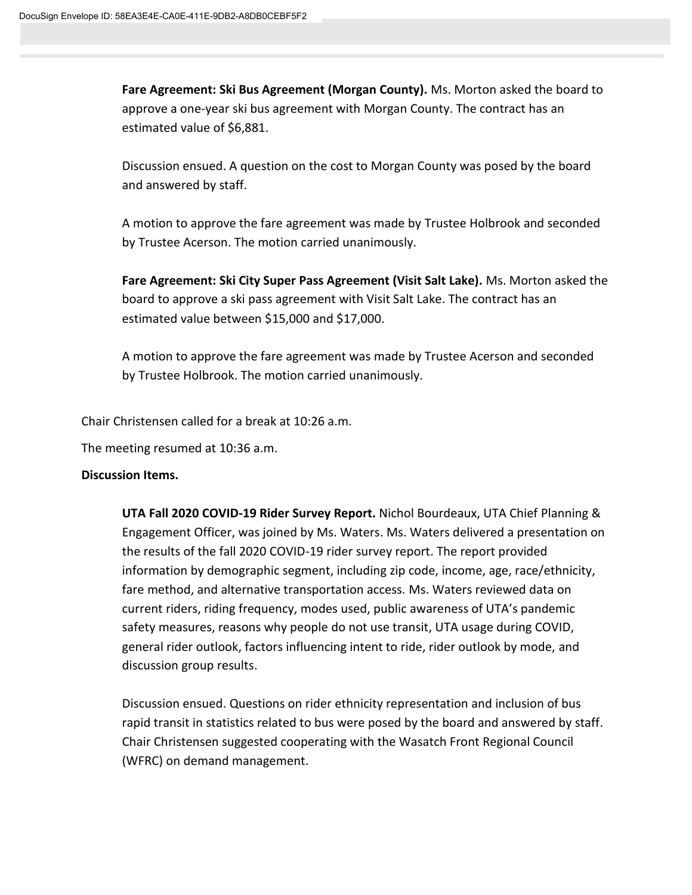**Fare Agreement: Ski Bus Agreement (Morgan County).** Ms. Morton asked the board to approve a one-year ski bus agreement with Morgan County. The contract has an estimated value of $6,881.

Discussion ensued. A question on the cost to Morgan County was posed by the board and answered by staff.

A motion to approve the fare agreement was made by Trustee Holbrook and seconded by Trustee Acerson. The motion carried unanimously.

**Fare Agreement: Ski City Super Pass Agreement (Visit Salt Lake).** Ms. Morton asked the board to approve a ski pass agreement with Visit Salt Lake. The contract has an estimated value between $15,000 and $17,000.

A motion to approve the fare agreement was made by Trustee Acerson and seconded by Trustee Holbrook. The motion carried unanimously.

Chair Christensen called for a break at 10:26 a.m.

The meeting resumed at 10:36 a.m.

**Discussion Items.**

**UTA Fall 2020 COVID-19 Rider Survey Report.** Nichol Bourdeaux, UTA Chief Planning & Engagement Officer, was joined by Ms. Waters. Ms. Waters delivered a presentation on the results of the fall 2020 COVID-19 rider survey report. The report provided information by demographic segment, including zip code, income, age, race/ethnicity, fare method, and alternative transportation access. Ms. Waters reviewed data on current riders, riding frequency, modes used, public awareness of UTA's pandemic safety measures, reasons why people do not use transit, UTA usage during COVID, general rider outlook, factors influencing intent to ride, rider outlook by mode, and discussion group results.

Discussion ensued. Questions on rider ethnicity representation and inclusion of bus rapid transit in statistics related to bus were posed by the board and answered by staff. Chair Christensen suggested cooperating with the Wasatch Front Regional Council (WFRC) on demand management.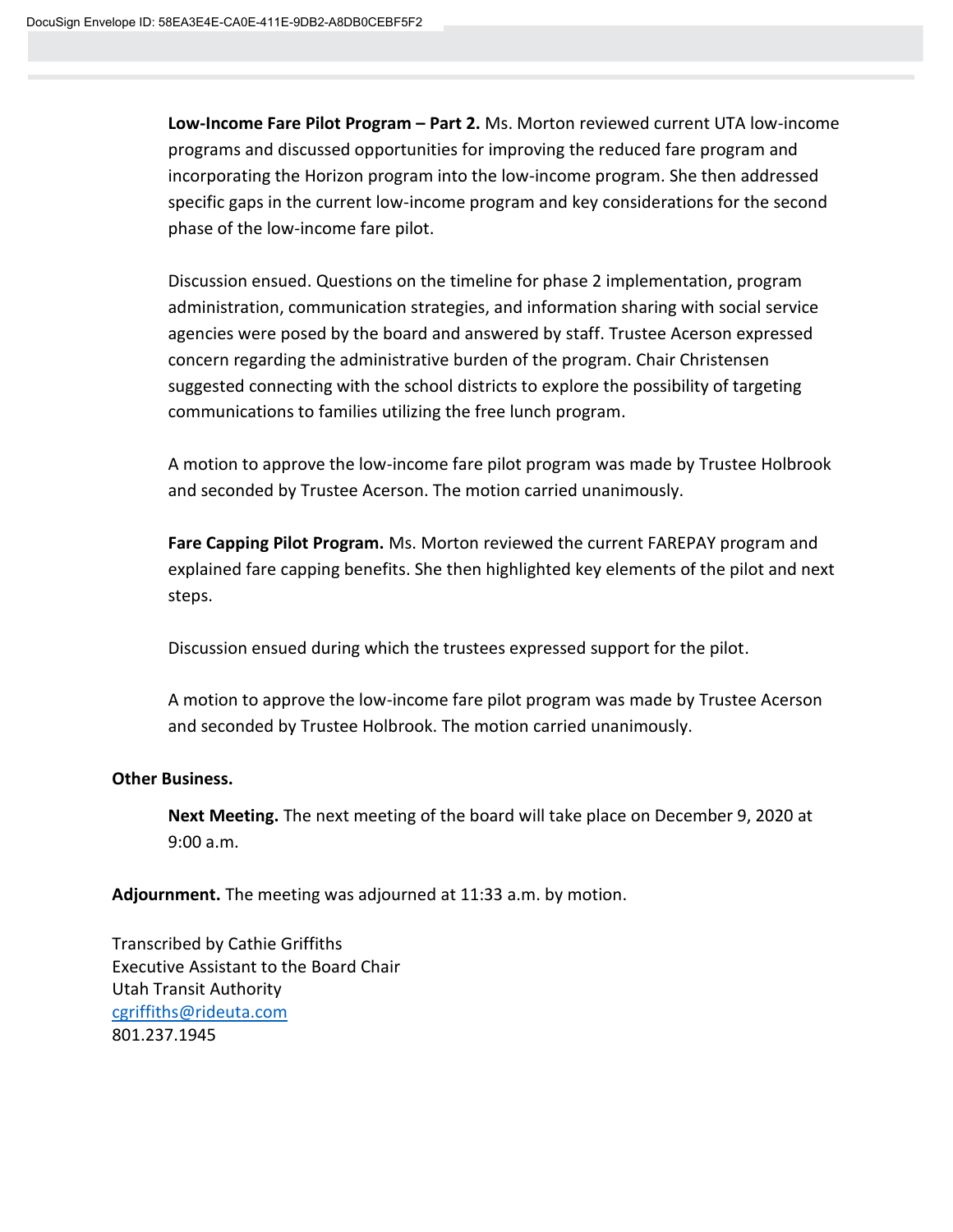**Low-Income Fare Pilot Program – Part 2.** Ms. Morton reviewed current UTA low-income programs and discussed opportunities for improving the reduced fare program and incorporating the Horizon program into the low-income program. She then addressed specific gaps in the current low-income program and key considerations for the second phase of the low-income fare pilot.

Discussion ensued. Questions on the timeline for phase 2 implementation, program administration, communication strategies, and information sharing with social service agencies were posed by the board and answered by staff. Trustee Acerson expressed concern regarding the administrative burden of the program. Chair Christensen suggested connecting with the school districts to explore the possibility of targeting communications to families utilizing the free lunch program.

A motion to approve the low-income fare pilot program was made by Trustee Holbrook and seconded by Trustee Acerson. The motion carried unanimously.

**Fare Capping Pilot Program.** Ms. Morton reviewed the current FAREPAY program and explained fare capping benefits. She then highlighted key elements of the pilot and next steps.

Discussion ensued during which the trustees expressed support for the pilot.

A motion to approve the low-income fare pilot program was made by Trustee Acerson and seconded by Trustee Holbrook. The motion carried unanimously.

**Other Business.**

**Next Meeting.** The next meeting of the board will take place on December 9, 2020 at 9:00 a.m.

**Adjournment.** The meeting was adjourned at 11:33 a.m. by motion.

Transcribed by Cathie Griffiths
Executive Assistant to the Board Chair
Utah Transit Authority
cgriffiths@rideuta.com
801.237.1945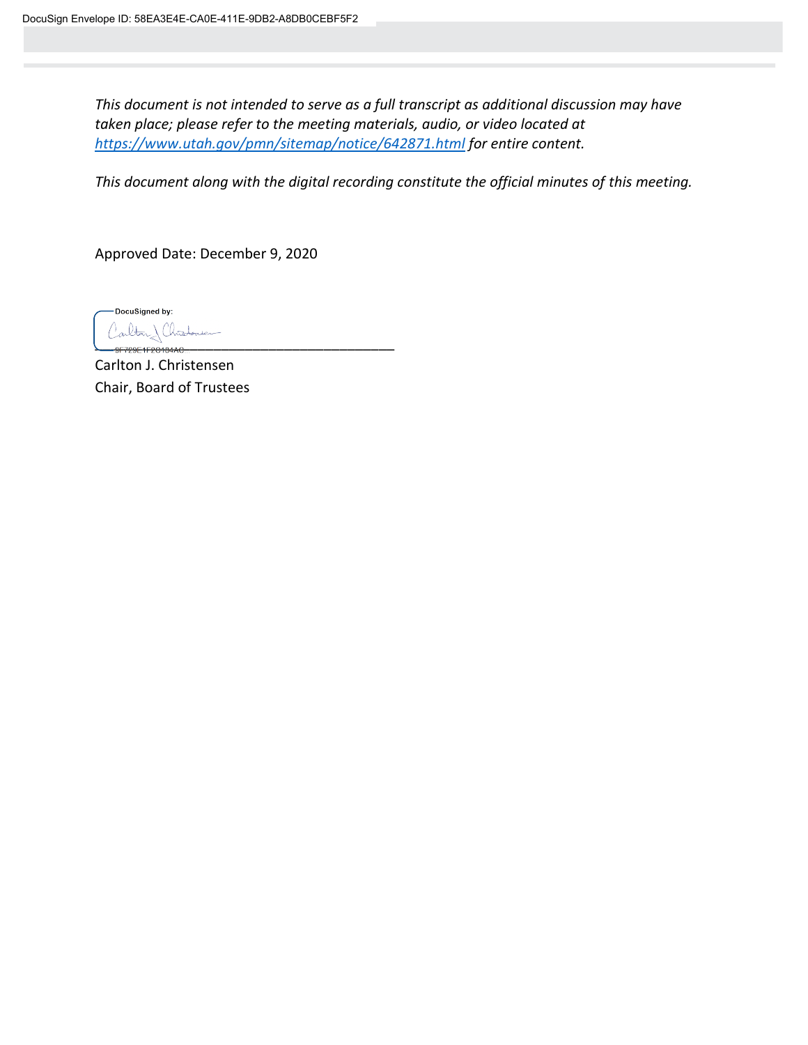*This document is not intended to serve as a full transcript as additional discussion may have taken place; please refer to the meeting materials, audio, or video located at [https://www.utah.gov/pmn/sitemap/notice/642871.html](https://www.utah.gov/pmn/sitemap/notice/642871.html) for entire content.*

*This document along with the digital recording constitute the official minutes of this meeting.*

Approved Date: December 9, 2020

DocuSigned by:

Carlton J. Christensen
Chair, Board of Trustees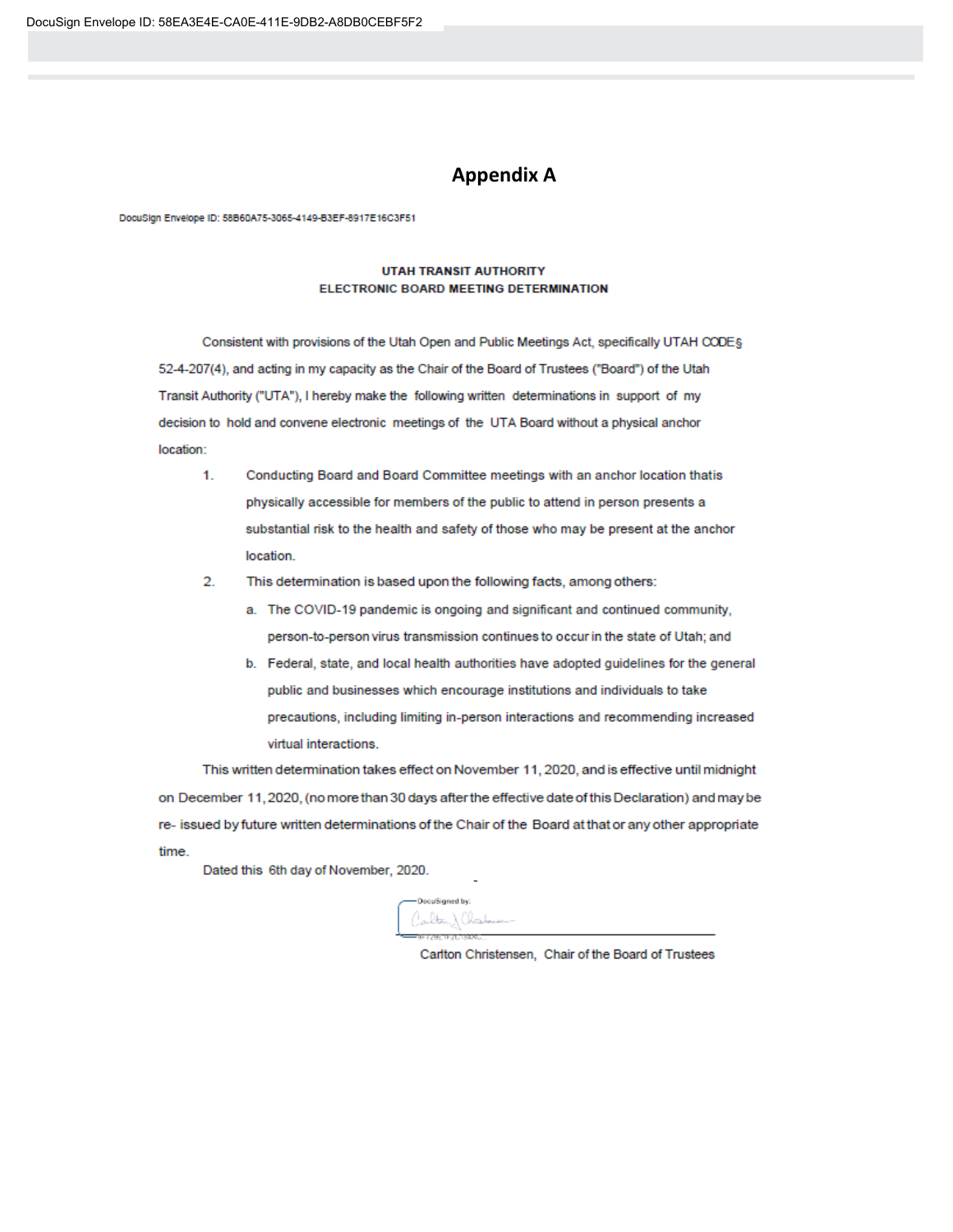DocuSign Envelope ID: 58EA3E4E-CA0E-411E-9DB2-A8DB0CEBF5F2

# Appendix A

DocuSign Envelope ID: 58B60A75-3065-4149-B3EF-8917E16C3F51

**UTAH TRANSIT AUTHORITY**
**ELECTRONIC BOARD MEETING DETERMINATION**

Consistent with provisions of the Utah Open and Public Meetings Act, specifically UTAH CODE § 52-4-207(4), and acting in my capacity as the Chair of the Board of Trustees ("Board") of the Utah Transit Authority ("UTA"), I hereby make the following written determinations in support of my decision to hold and convene electronic meetings of the UTA Board without a physical anchor location:

1. Conducting Board and Board Committee meetings with an anchor location thatis physically accessible for members of the public to attend in person presents a substantial risk to the health and safety of those who may be present at the anchor location.
2. This determination is based upon the following facts, among others:
   a. The COVID-19 pandemic is ongoing and significant and continued community, person-to-person virus transmission continues to occur in the state of Utah; and
   b. Federal, state, and local health authorities have adopted guidelines for the general public and businesses which encourage institutions and individuals to take precautions, including limiting in-person interactions and recommending increased virtual interactions.

This written determination takes effect on November 11, 2020, and is effective until midnight on December 11, 2020, (no more than 30 days after the effective date of this Declaration) and may be re- issued by future written determinations of the Chair of the Board at that or any other appropriate time.

Dated this 6th day of November, 2020.

DocuSigned by:

Carlton Christensen, Chair of the Board of Trustees